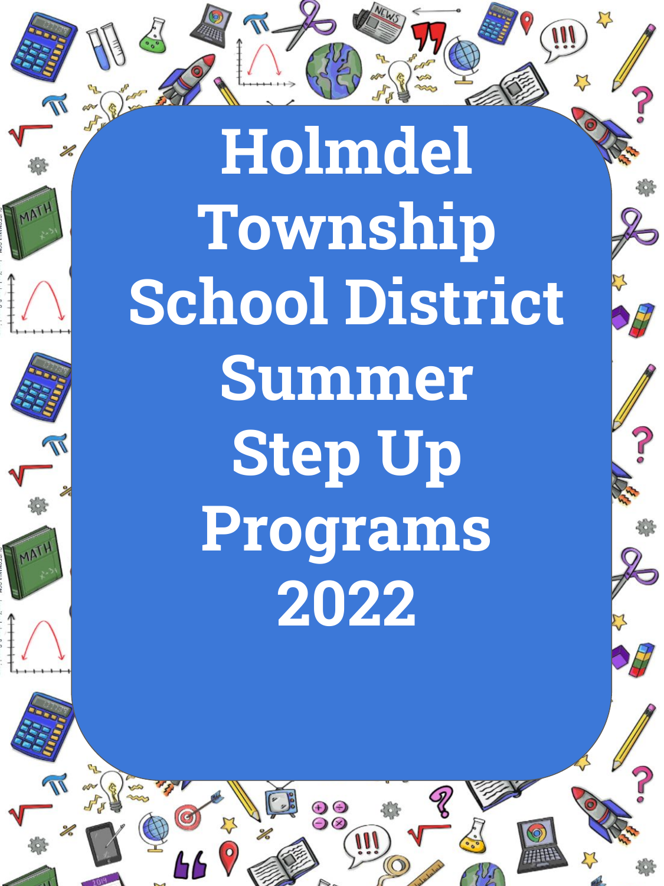# Holmdel Township School District Summer Step Up Programs 2022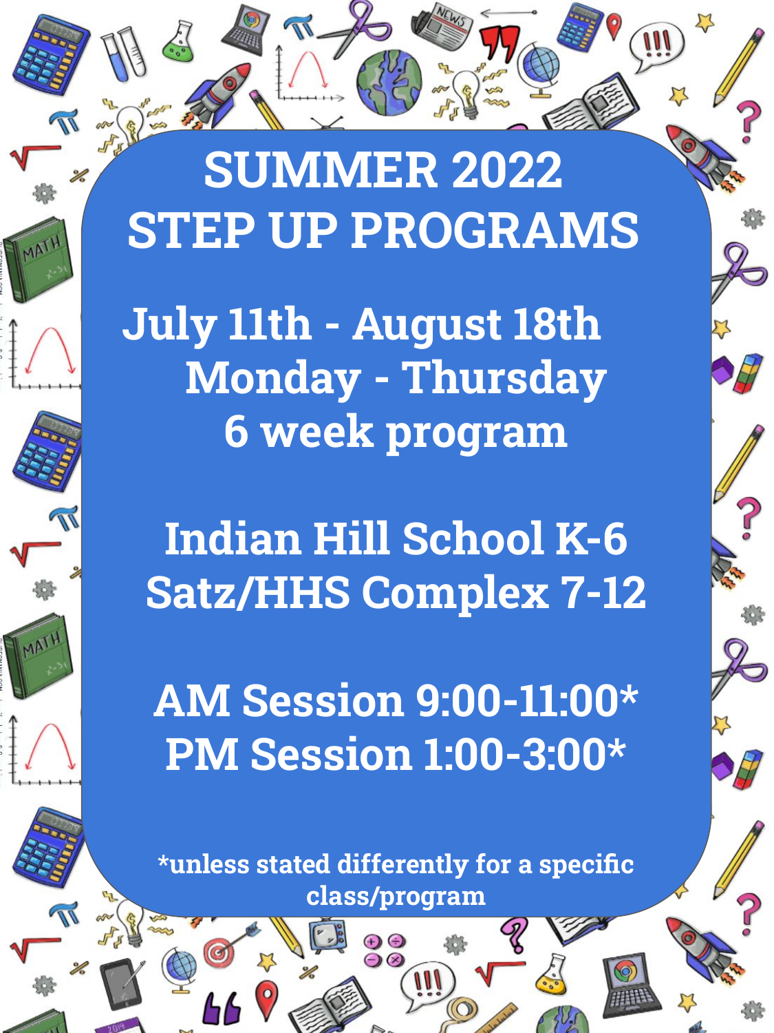# SUMMER 2022 STEP UP PROGRAMS

**July 11th - August 18th**
**Monday - Thursday**
**6 week program**

**Indian Hill School K-6**
**Satz/HHS Complex 7-12**

**AM Session 9:00-11:00***
**PM Session 1:00-3:00***

*unless stated differently for a specific class/program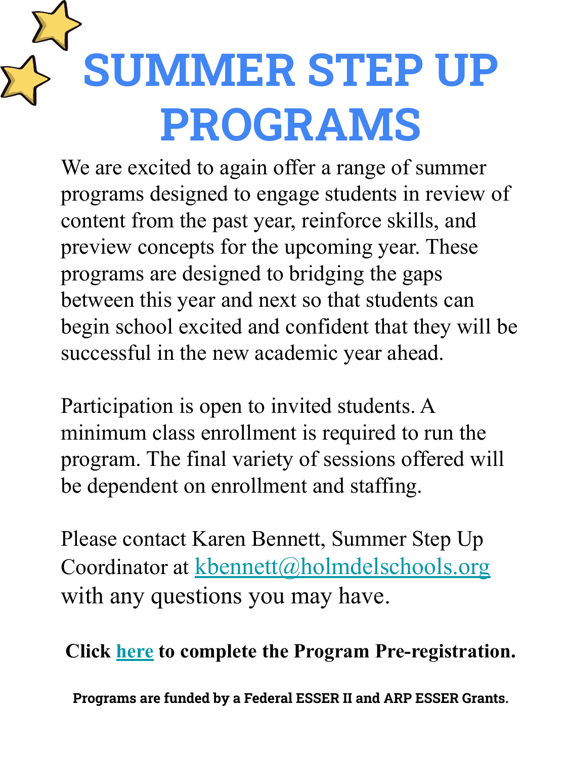# SUMMER STEP UP PROGRAMS

We are excited to again offer a range of summer programs designed to engage students in review of content from the past year, reinforce skills, and preview concepts for the upcoming year. These programs are designed to bridging the gaps between this year and next so that students can begin school excited and confident that they will be successful in the new academic year ahead.

Participation is open to invited students. A minimum class enrollment is required to run the program. The final variety of sessions offered will be dependent on enrollment and staffing.

Please contact Karen Bennett, Summer Step Up Coordinator at kbennett@holmdelschools.org with any questions you may have.

**Click here to complete the Program Pre-registration.**

**Programs are funded by a Federal ESSER II and ARP ESSER Grants.**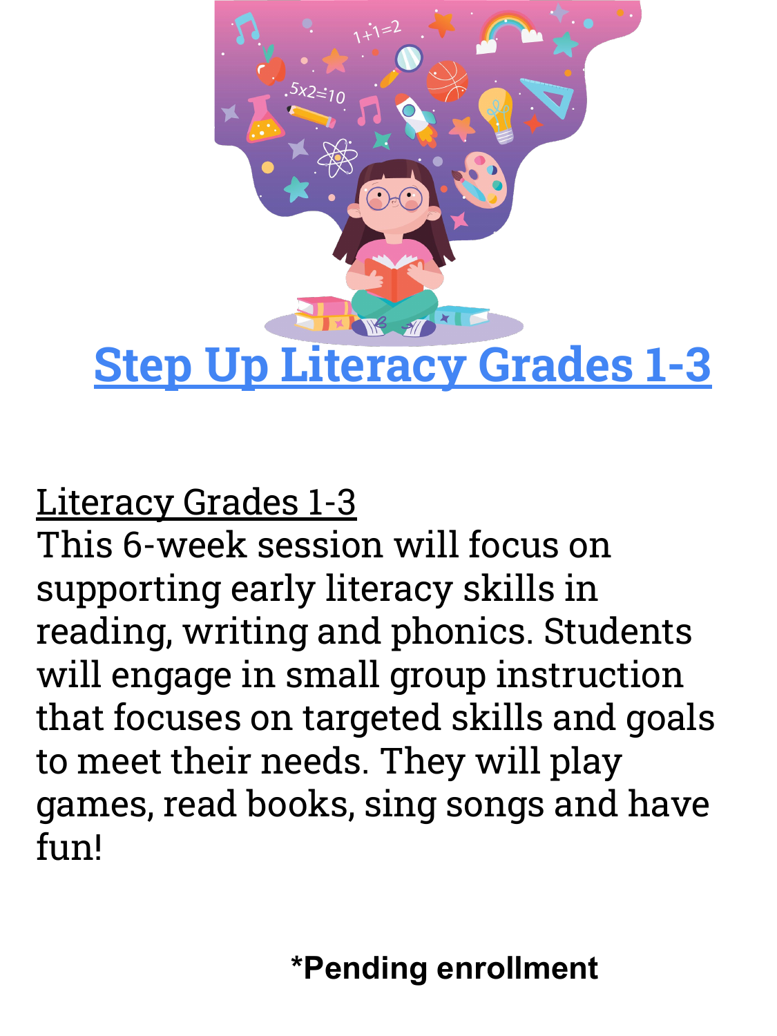# Step Up Literacy Grades 1-3

Literacy Grades 1-3

This 6-week session will focus on supporting early literacy skills in reading, writing and phonics. Students will engage in small group instruction that focuses on targeted skills and goals to meet their needs. They will play games, read books, sing songs and have fun!

**\*Pending enrollment**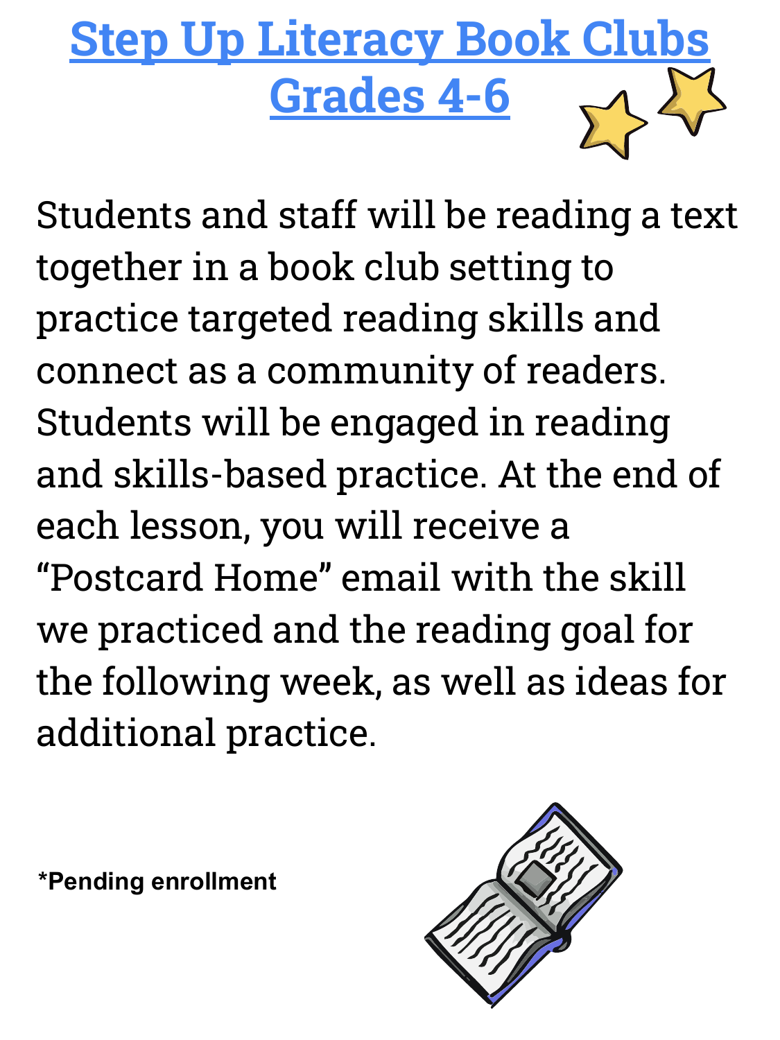# Step Up Literacy Book Clubs Grades 4-6

Students and staff will be reading a text together in a book club setting to practice targeted reading skills and connect as a community of readers. Students will be engaged in reading and skills-based practice. At the end of each lesson, you will receive a "Postcard Home" email with the skill we practiced and the reading goal for the following week, as well as ideas for additional practice.

**\*Pending enrollment**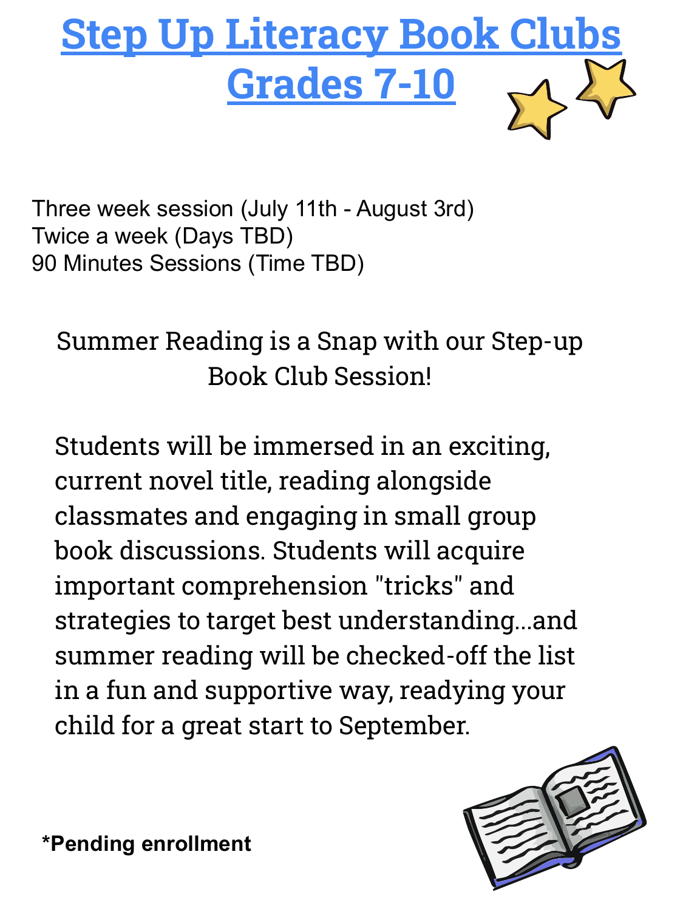# Step Up Literacy Book Clubs Grades 7-10

Three week session (July 11th - August 3rd)
Twice a week (Days TBD)
90 Minutes Sessions (Time TBD)

Summer Reading is a Snap with our Step-up Book Club Session!

Students will be immersed in an exciting, current novel title, reading alongside classmates and engaging in small group book discussions. Students will acquire important comprehension "tricks" and strategies to target best understanding...and summer reading will be checked-off the list in a fun and supportive way, readying your child for a great start to September.

**\*Pending enrollment**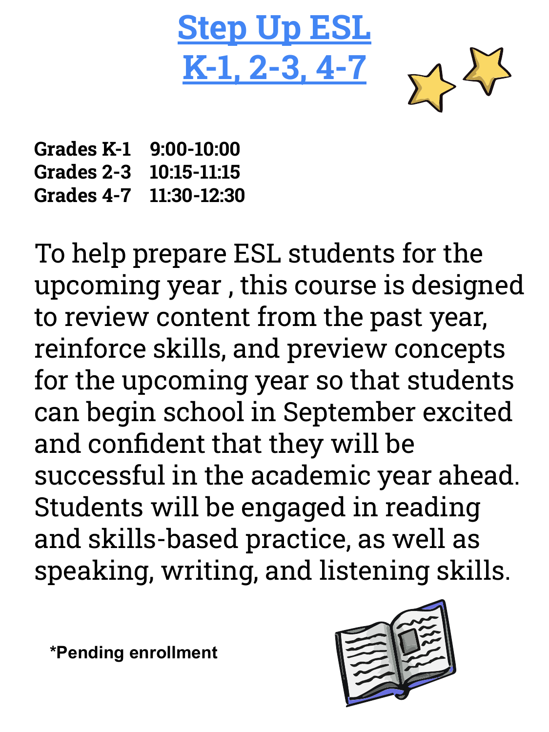# Step Up ESL
# K-1, 2-3, 4-7

**Grades K-1 9:00-10:00**
**Grades 2-3 10:15-11:15**
**Grades 4-7 11:30-12:30**

To help prepare ESL students for the upcoming year , this course is designed to review content from the past year, reinforce skills, and preview concepts for the upcoming year so that students can begin school in September excited and confident that they will be successful in the academic year ahead. Students will be engaged in reading and skills-based practice, as well as speaking, writing, and listening skills.

**\*Pending enrollment**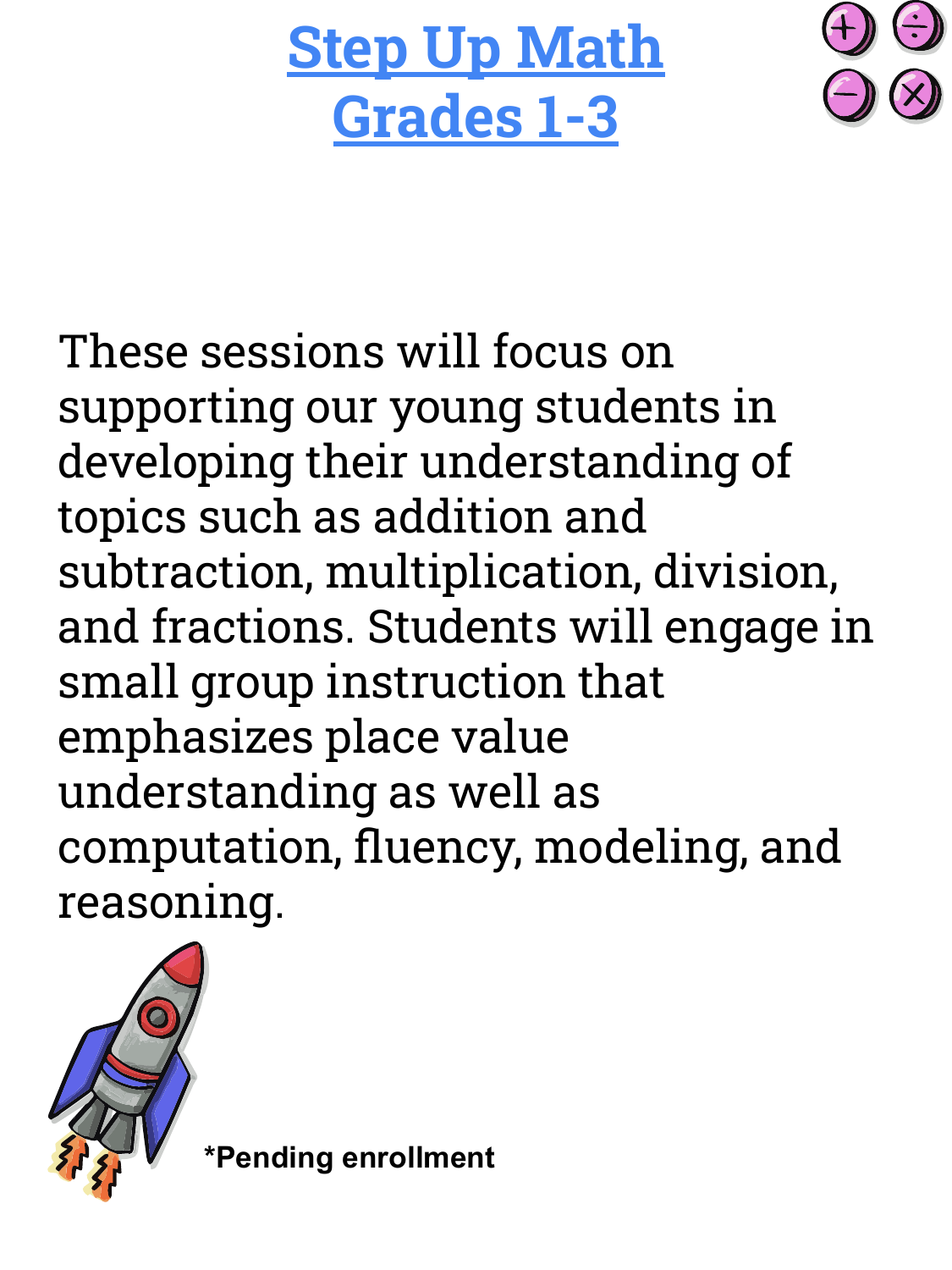# Step Up Math
# Grades 1-3

These sessions will focus on supporting our young students in developing their understanding of topics such as addition and subtraction, multiplication, division, and fractions. Students will engage in small group instruction that emphasizes place value understanding as well as computation, fluency, modeling, and reasoning.

**\*Pending enrollment**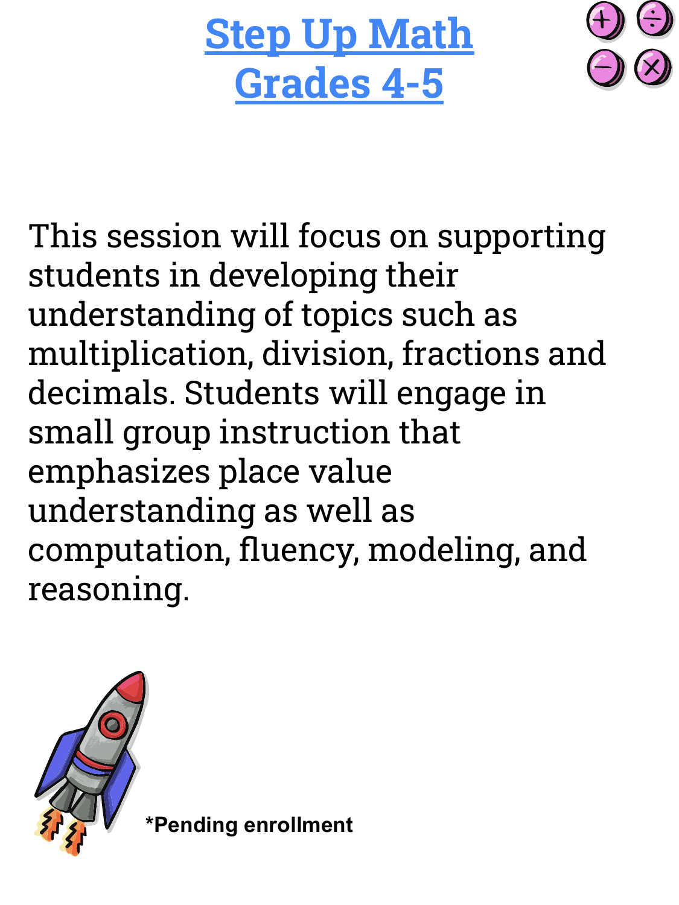# Step Up Math
# Grades 4-5

This session will focus on supporting students in developing their understanding of topics such as multiplication, division, fractions and decimals. Students will engage in small group instruction that emphasizes place value understanding as well as computation, fluency, modeling, and reasoning.

**\*Pending enrollment**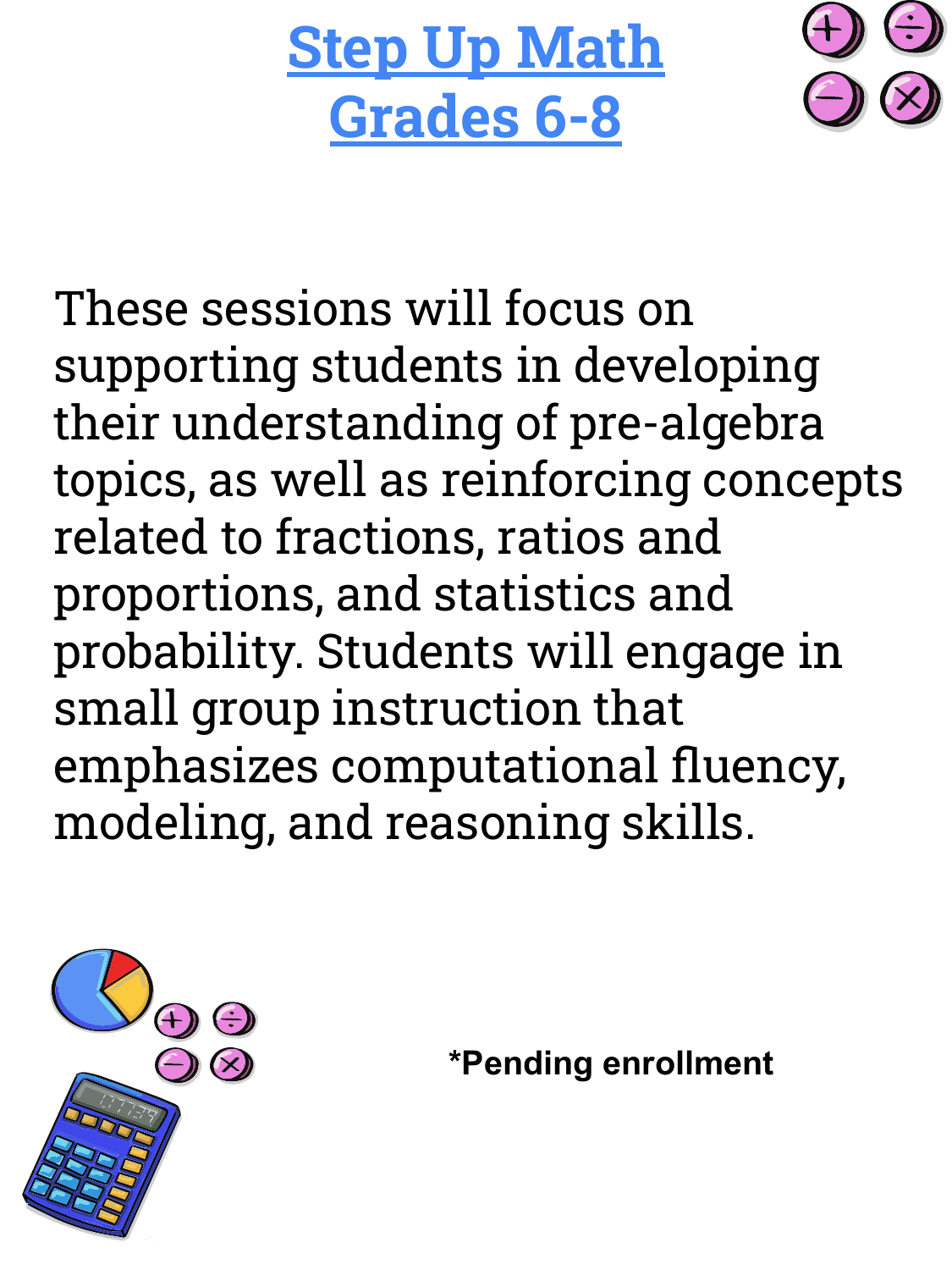# Step Up Math Grades 6-8

These sessions will focus on supporting students in developing their understanding of pre-algebra topics, as well as reinforcing concepts related to fractions, ratios and proportions, and statistics and probability. Students will engage in small group instruction that emphasizes computational fluency, modeling, and reasoning skills.

***Pending enrollment**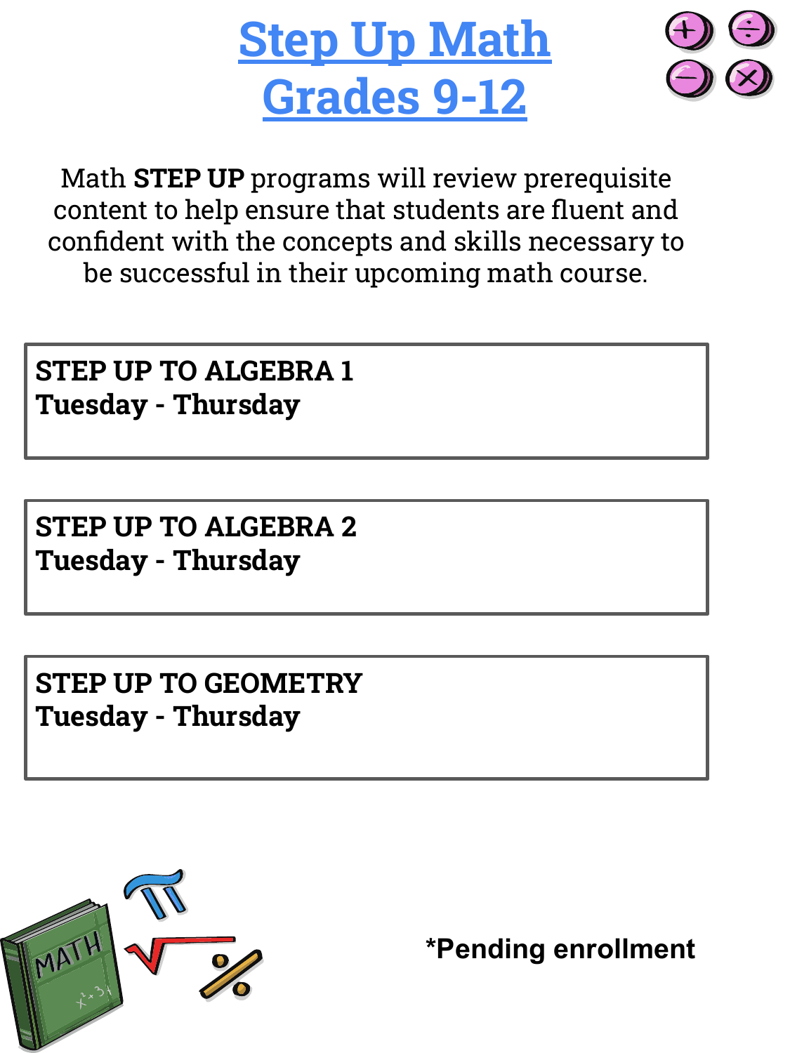# Step Up Math Grades 9-12

Math **STEP UP** programs will review prerequisite content to help ensure that students are fluent and confident with the concepts and skills necessary to be successful in their upcoming math course.

**STEP UP TO ALGEBRA 1**
**Tuesday - Thursday**

**STEP UP TO ALGEBRA 2**
**Tuesday - Thursday**

**STEP UP TO GEOMETRY**
**Tuesday - Thursday**

***Pending enrollment**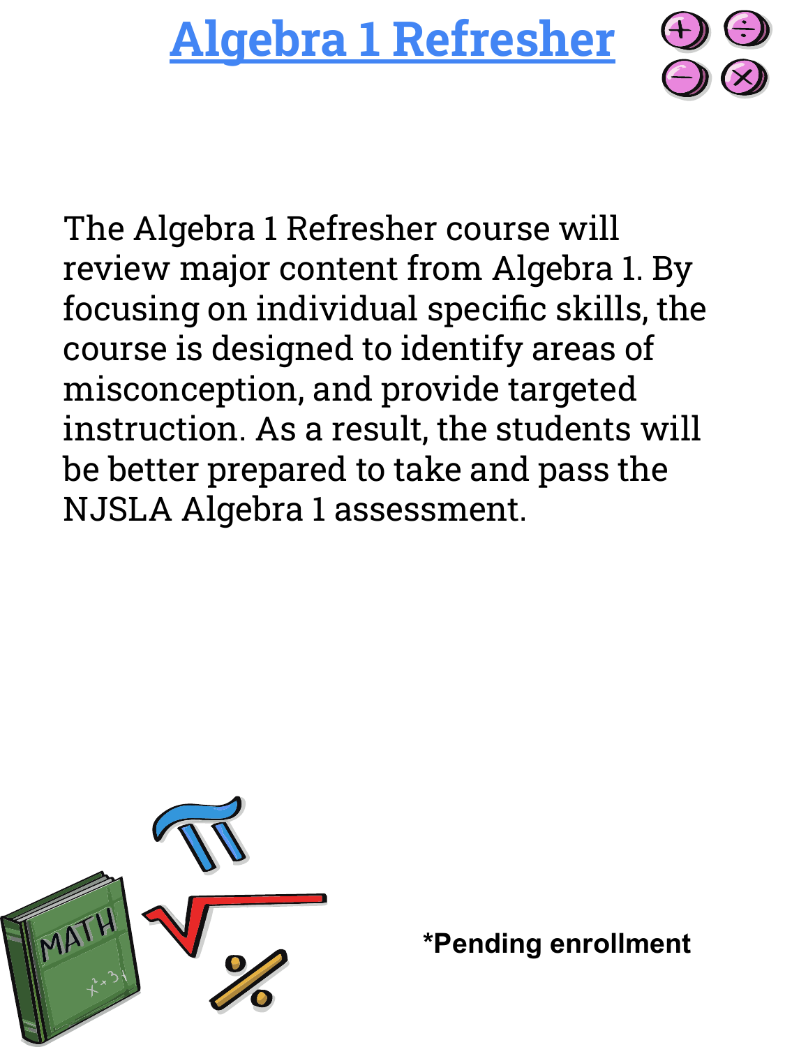# Algebra 1 Refresher

The Algebra 1 Refresher course will review major content from Algebra 1. By focusing on individual specific skills, the course is designed to identify areas of misconception, and provide targeted instruction. As a result, the students will be better prepared to take and pass the NJSLA Algebra 1 assessment.

***Pending enrollment**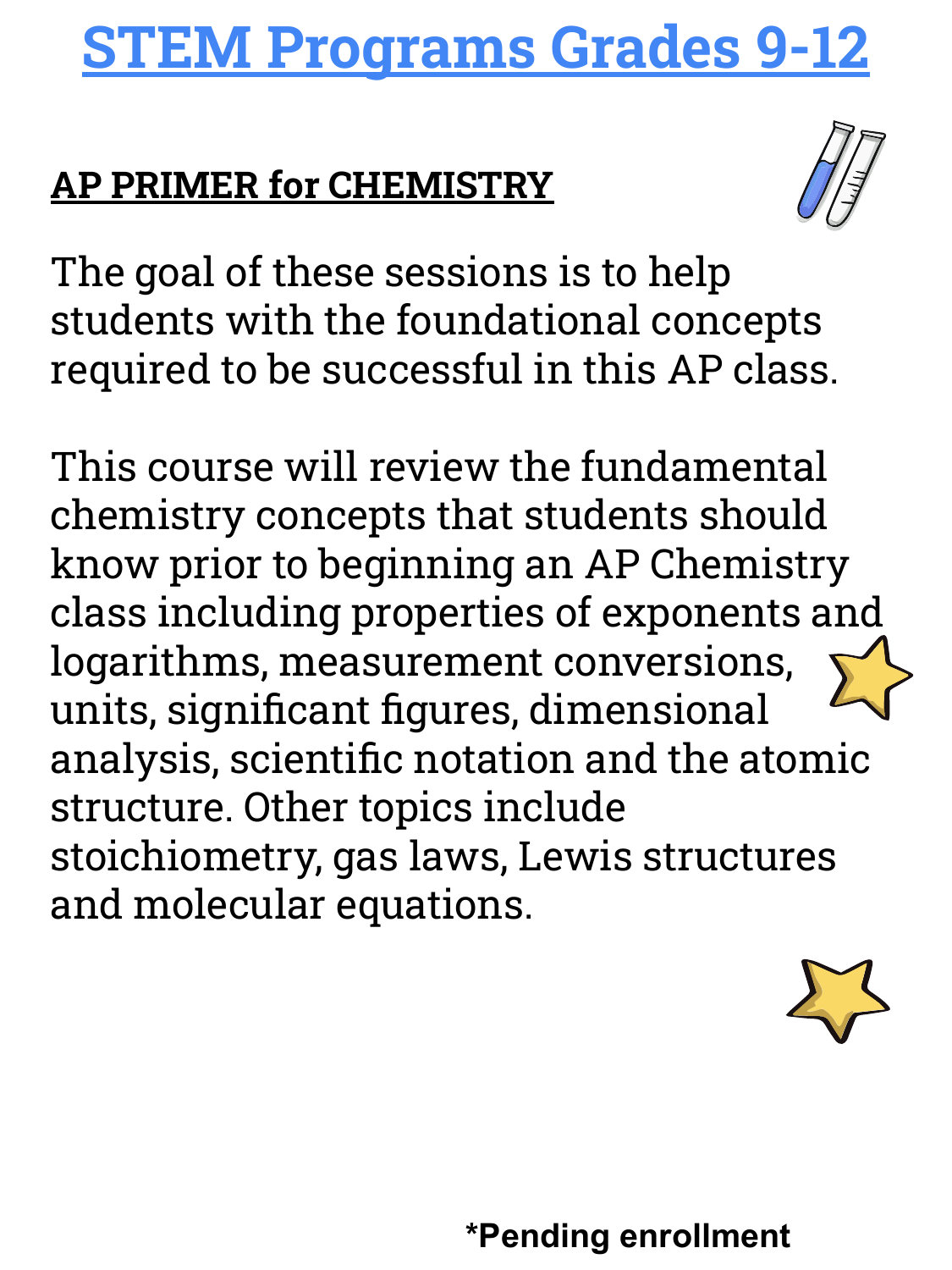# STEM Programs Grades 9-12

## AP PRIMER for CHEMISTRY

The goal of these sessions is to help students with the foundational concepts required to be successful in this AP class.

This course will review the fundamental chemistry concepts that students should know prior to beginning an AP Chemistry class including properties of exponents and logarithms, measurement conversions, units, significant figures, dimensional analysis, scientific notation and the atomic structure. Other topics include stoichiometry, gas laws, Lewis structures and molecular equations.

**\*Pending enrollment**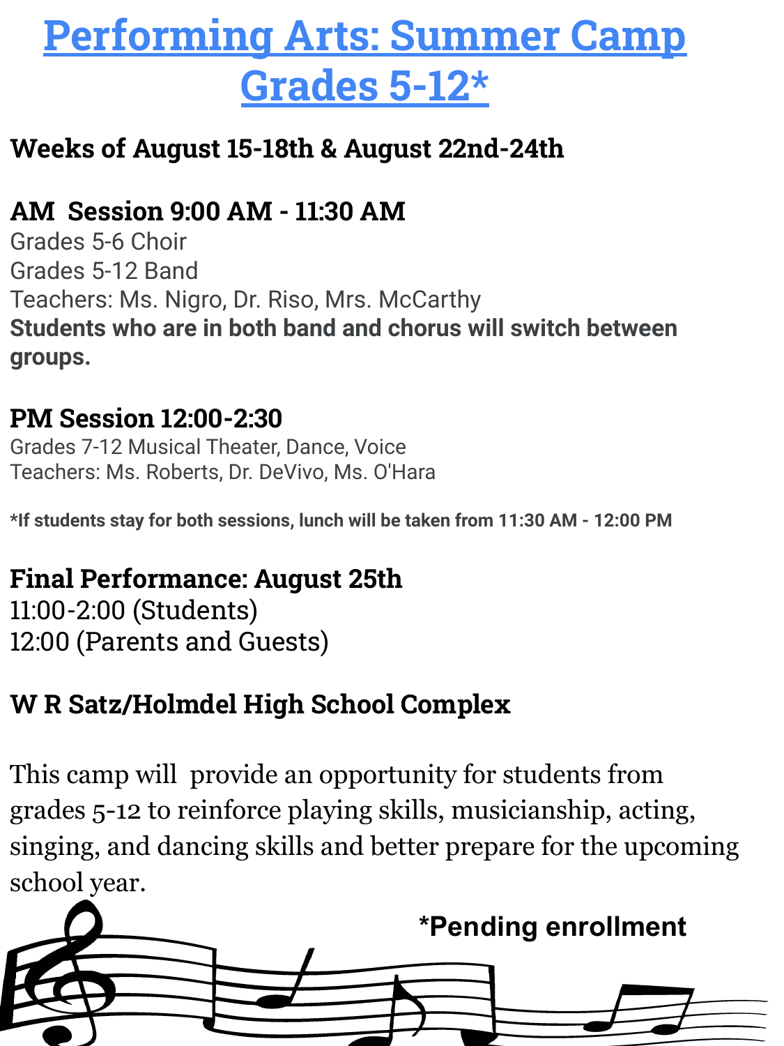# Performing Arts: Summer Camp Grades 5-12*

**Weeks of August 15-18th & August 22nd-24th**

**AM Session 9:00 AM - 11:30 AM**

Grades 5-6 Choir
Grades 5-12 Band
Teachers: Ms. Nigro, Dr. Riso, Mrs. McCarthy
**Students who are in both band and chorus will switch between groups.**

**PM Session 12:00-2:30**

Grades 7-12 Musical Theater, Dance, Voice
Teachers: Ms. Roberts, Dr. DeVivo, Ms. O'Hara

***If students stay for both sessions, lunch will be taken from 11:30 AM - 12:00 PM**

**Final Performance: August 25th**

11:00-2:00 (Students)
12:00 (Parents and Guests)

**W R Satz/Holmdel High School Complex**

This camp will provide an opportunity for students from grades 5-12 to reinforce playing skills, musicianship, acting, singing, and dancing skills and better prepare for the upcoming school year.

***Pending enrollment**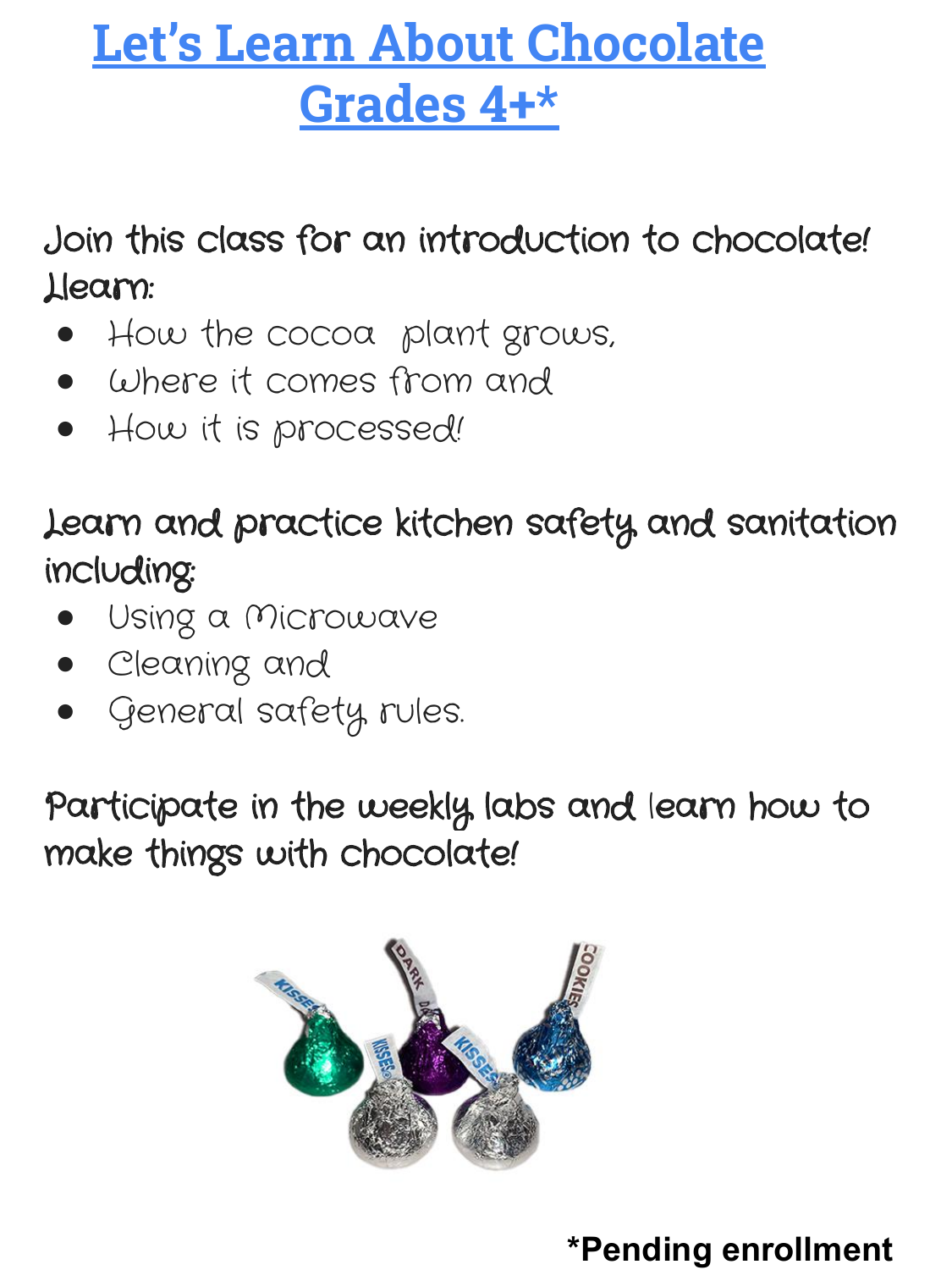# Let's Learn About Chocolate
# Grades 4+*

Join this class for an introduction to chocolate!
Llearn:

- How the cocoa plant grows,
- Where it comes from and
- How it is processed!

Learn and practice kitchen safety and sanitation including:

- Using a Microwave
- Cleaning and
- General safety rules.

Participate in the weekly labs and learn how to make things with chocolate!

**\*Pending enrollment**